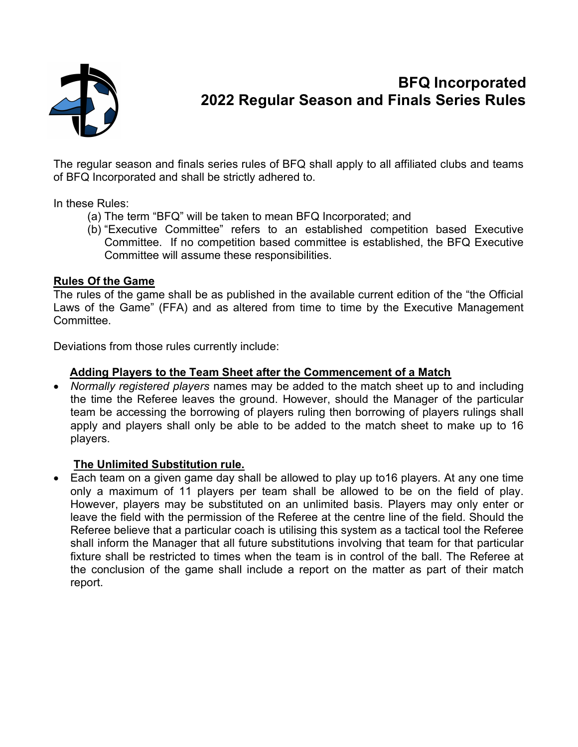# BFQ Incorporated
# 2022 Regular Season and Finals Series Rules

The regular season and finals series rules of BFQ shall apply to all affiliated clubs and teams of BFQ Incorporated and shall be strictly adhered to.

In these Rules:

(a) The term "BFQ" will be taken to mean BFQ Incorporated; and
(b) "Executive Committee" refers to an established competition based Executive Committee. If no competition based committee is established, the BFQ Executive Committee will assume these responsibilities.

## Rules Of the Game

The rules of the game shall be as published in the available current edition of the "the Official Laws of the Game" (FFA) and as altered from time to time by the Executive Management Committee.

Deviations from those rules currently include:

### Adding Players to the Team Sheet after the Commencement of a Match

- *Normally registered players* names may be added to the match sheet up to and including the time the Referee leaves the ground. However, should the Manager of the particular team be accessing the borrowing of players ruling then borrowing of players rulings shall apply and players shall only be able to be added to the match sheet to make up to 16 players.

### The Unlimited Substitution rule.

- Each team on a given game day shall be allowed to play up to16 players. At any one time only a maximum of 11 players per team shall be allowed to be on the field of play. However, players may be substituted on an unlimited basis. Players may only enter or leave the field with the permission of the Referee at the centre line of the field. Should the Referee believe that a particular coach is utilising this system as a tactical tool the Referee shall inform the Manager that all future substitutions involving that team for that particular fixture shall be restricted to times when the team is in control of the ball. The Referee at the conclusion of the game shall include a report on the matter as part of their match report.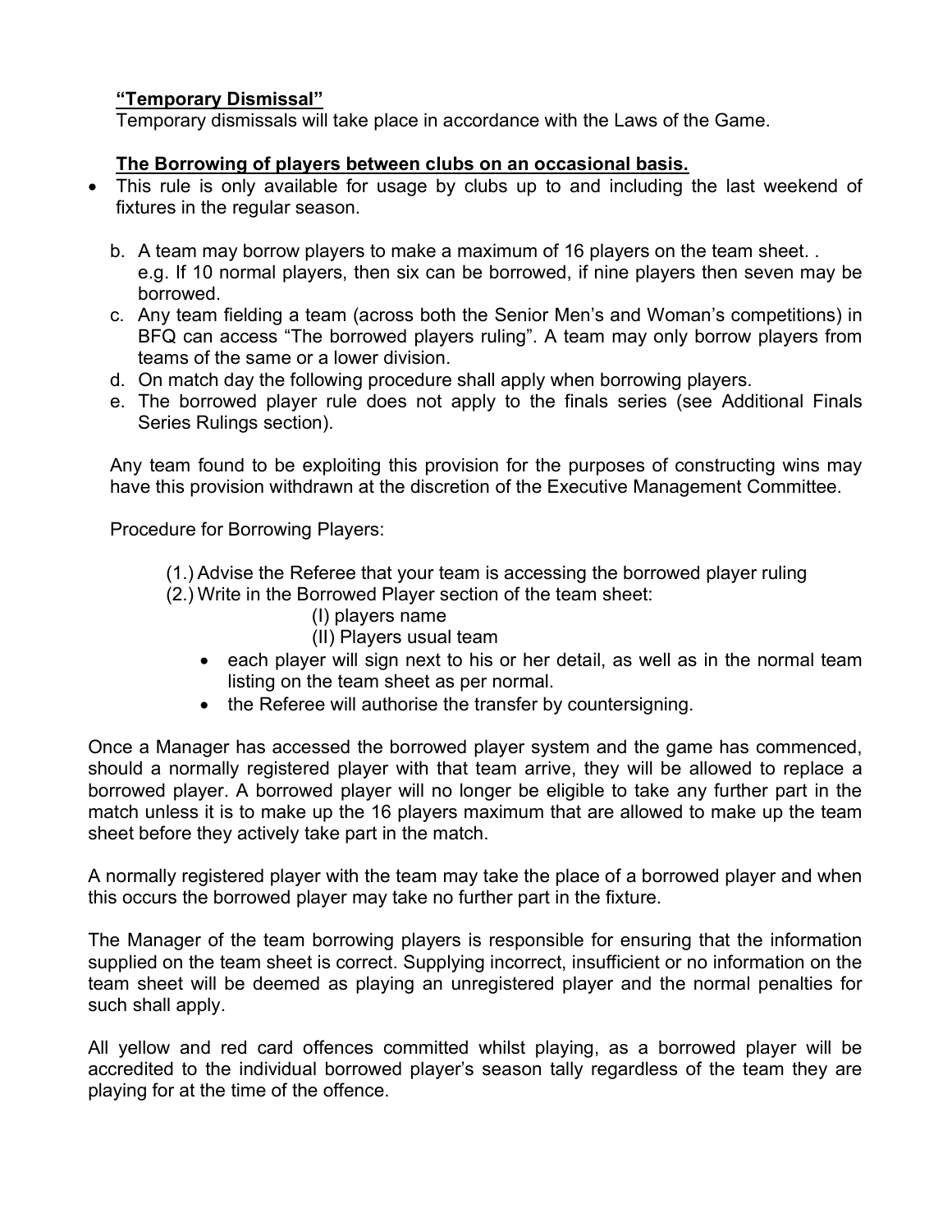**"Temporary Dismissal"**

Temporary dismissals will take place in accordance with the Laws of the Game.

**The Borrowing of players between clubs on an occasional basis.**

- This rule is only available for usage by clubs up to and including the last weekend of fixtures in the regular season.

b. A team may borrow players to make a maximum of 16 players on the team sheet. .
   e.g. If 10 normal players, then six can be borrowed, if nine players then seven may be borrowed.

c. Any team fielding a team (across both the Senior Men's and Woman's competitions) in BFQ can access "The borrowed players ruling". A team may only borrow players from teams of the same or a lower division.

d. On match day the following procedure shall apply when borrowing players.

e. The borrowed player rule does not apply to the finals series (see Additional Finals Series Rulings section).

Any team found to be exploiting this provision for the purposes of constructing wins may have this provision withdrawn at the discretion of the Executive Management Committee.

Procedure for Borrowing Players:

(1.) Advise the Referee that your team is accessing the borrowed player ruling

(2.) Write in the Borrowed Player section of the team sheet:

(I) players name

(II) Players usual team

- each player will sign next to his or her detail, as well as in the normal team listing on the team sheet as per normal.
- the Referee will authorise the transfer by countersigning.

Once a Manager has accessed the borrowed player system and the game has commenced, should a normally registered player with that team arrive, they will be allowed to replace a borrowed player. A borrowed player will no longer be eligible to take any further part in the match unless it is to make up the 16 players maximum that are allowed to make up the team sheet before they actively take part in the match.

A normally registered player with the team may take the place of a borrowed player and when this occurs the borrowed player may take no further part in the fixture.

The Manager of the team borrowing players is responsible for ensuring that the information supplied on the team sheet is correct. Supplying incorrect, insufficient or no information on the team sheet will be deemed as playing an unregistered player and the normal penalties for such shall apply.

All yellow and red card offences committed whilst playing, as a borrowed player will be accredited to the individual borrowed player's season tally regardless of the team they are playing for at the time of the offence.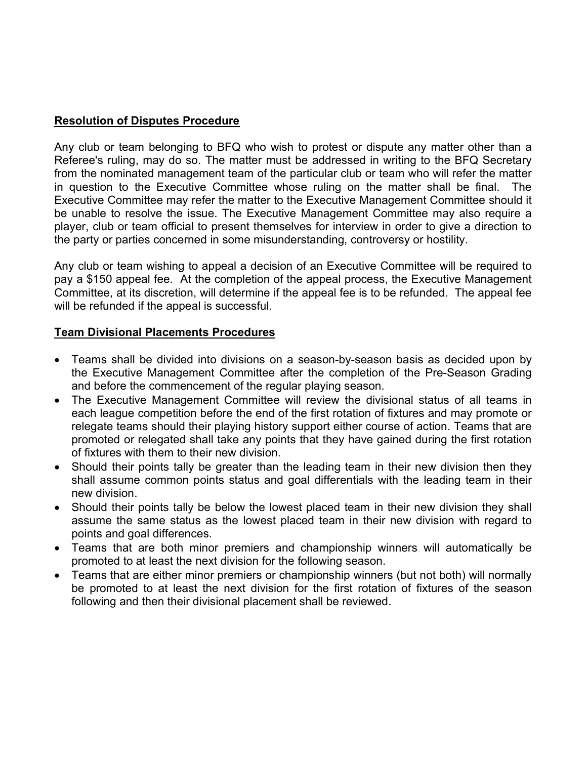**Resolution of Disputes Procedure**

Any club or team belonging to BFQ who wish to protest or dispute any matter other than a Referee's ruling, may do so. The matter must be addressed in writing to the BFQ Secretary from the nominated management team of the particular club or team who will refer the matter in question to the Executive Committee whose ruling on the matter shall be final. The Executive Committee may refer the matter to the Executive Management Committee should it be unable to resolve the issue. The Executive Management Committee may also require a player, club or team official to present themselves for interview in order to give a direction to the party or parties concerned in some misunderstanding, controversy or hostility.

Any club or team wishing to appeal a decision of an Executive Committee will be required to pay a $150 appeal fee. At the completion of the appeal process, the Executive Management Committee, at its discretion, will determine if the appeal fee is to be refunded. The appeal fee will be refunded if the appeal is successful.

**Team Divisional Placements Procedures**

- Teams shall be divided into divisions on a season-by-season basis as decided upon by the Executive Management Committee after the completion of the Pre-Season Grading and before the commencement of the regular playing season.
- The Executive Management Committee will review the divisional status of all teams in each league competition before the end of the first rotation of fixtures and may promote or relegate teams should their playing history support either course of action. Teams that are promoted or relegated shall take any points that they have gained during the first rotation of fixtures with them to their new division.
- Should their points tally be greater than the leading team in their new division then they shall assume common points status and goal differentials with the leading team in their new division.
- Should their points tally be below the lowest placed team in their new division they shall assume the same status as the lowest placed team in their new division with regard to points and goal differences.
- Teams that are both minor premiers and championship winners will automatically be promoted to at least the next division for the following season.
- Teams that are either minor premiers or championship winners (but not both) will normally be promoted to at least the next division for the first rotation of fixtures of the season following and then their divisional placement shall be reviewed.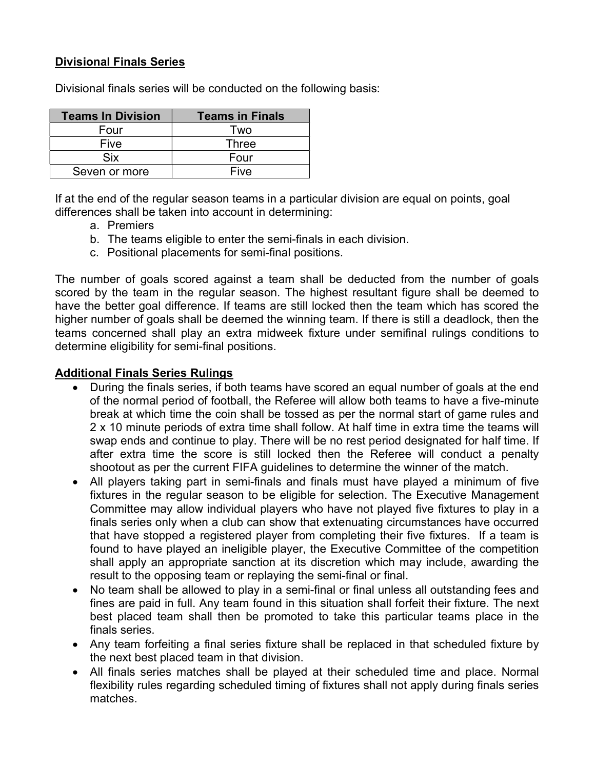## Divisional Finals Series

Divisional finals series will be conducted on the following basis:

| Teams In Division | Teams in Finals |
|---|---|
| Four | Two |
| Five | Three |
| Six | Four |
| Seven or more | Five |

If at the end of the regular season teams in a particular division are equal on points, goal differences shall be taken into account in determining:

a. Premiers
b. The teams eligible to enter the semi-finals in each division.
c. Positional placements for semi-final positions.

The number of goals scored against a team shall be deducted from the number of goals scored by the team in the regular season. The highest resultant figure shall be deemed to have the better goal difference. If teams are still locked then the team which has scored the higher number of goals shall be deemed the winning team. If there is still a deadlock, then the teams concerned shall play an extra midweek fixture under semifinal rulings conditions to determine eligibility for semi-final positions.

## Additional Finals Series Rulings

- During the finals series, if both teams have scored an equal number of goals at the end of the normal period of football, the Referee will allow both teams to have a five-minute break at which time the coin shall be tossed as per the normal start of game rules and 2 x 10 minute periods of extra time shall follow. At half time in extra time the teams will swap ends and continue to play. There will be no rest period designated for half time. If after extra time the score is still locked then the Referee will conduct a penalty shootout as per the current FIFA guidelines to determine the winner of the match.
- All players taking part in semi-finals and finals must have played a minimum of five fixtures in the regular season to be eligible for selection. The Executive Management Committee may allow individual players who have not played five fixtures to play in a finals series only when a club can show that extenuating circumstances have occurred that have stopped a registered player from completing their five fixtures. If a team is found to have played an ineligible player, the Executive Committee of the competition shall apply an appropriate sanction at its discretion which may include, awarding the result to the opposing team or replaying the semi-final or final.
- No team shall be allowed to play in a semi-final or final unless all outstanding fees and fines are paid in full. Any team found in this situation shall forfeit their fixture. The next best placed team shall then be promoted to take this particular teams place in the finals series.
- Any team forfeiting a final series fixture shall be replaced in that scheduled fixture by the next best placed team in that division.
- All finals series matches shall be played at their scheduled time and place. Normal flexibility rules regarding scheduled timing of fixtures shall not apply during finals series matches.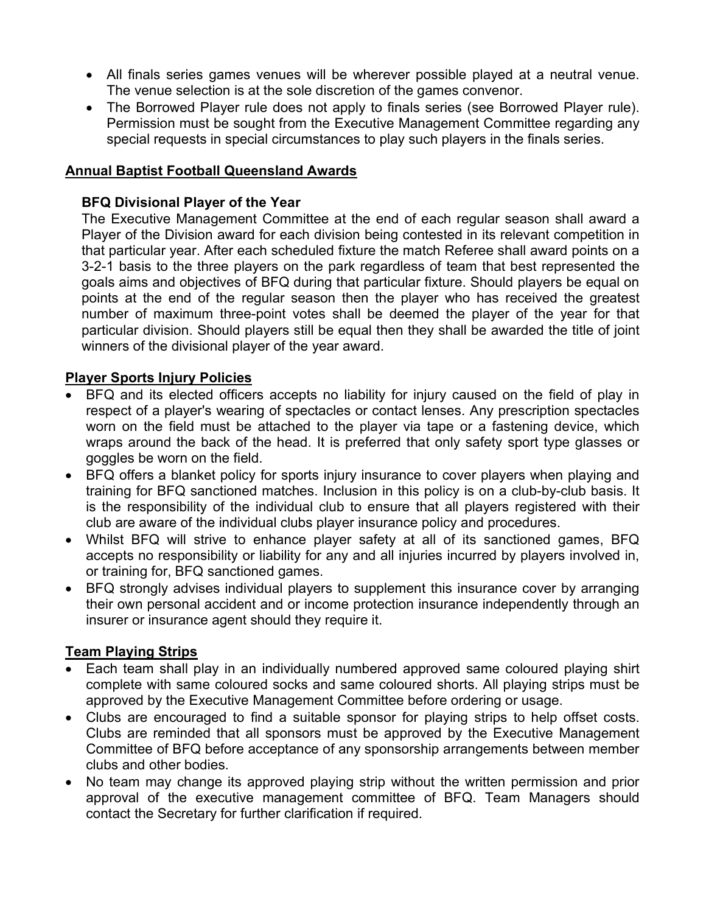- All finals series games venues will be wherever possible played at a neutral venue. The venue selection is at the sole discretion of the games convenor.
- The Borrowed Player rule does not apply to finals series (see Borrowed Player rule). Permission must be sought from the Executive Management Committee regarding any special requests in special circumstances to play such players in the finals series.

## Annual Baptist Football Queensland Awards

### BFQ Divisional Player of the Year

The Executive Management Committee at the end of each regular season shall award a Player of the Division award for each division being contested in its relevant competition in that particular year. After each scheduled fixture the match Referee shall award points on a 3-2-1 basis to the three players on the park regardless of team that best represented the goals aims and objectives of BFQ during that particular fixture. Should players be equal on points at the end of the regular season then the player who has received the greatest number of maximum three-point votes shall be deemed the player of the year for that particular division. Should players still be equal then they shall be awarded the title of joint winners of the divisional player of the year award.

## Player Sports Injury Policies

- BFQ and its elected officers accepts no liability for injury caused on the field of play in respect of a player's wearing of spectacles or contact lenses. Any prescription spectacles worn on the field must be attached to the player via tape or a fastening device, which wraps around the back of the head. It is preferred that only safety sport type glasses or goggles be worn on the field.
- BFQ offers a blanket policy for sports injury insurance to cover players when playing and training for BFQ sanctioned matches. Inclusion in this policy is on a club-by-club basis. It is the responsibility of the individual club to ensure that all players registered with their club are aware of the individual clubs player insurance policy and procedures.
- Whilst BFQ will strive to enhance player safety at all of its sanctioned games, BFQ accepts no responsibility or liability for any and all injuries incurred by players involved in, or training for, BFQ sanctioned games.
- BFQ strongly advises individual players to supplement this insurance cover by arranging their own personal accident and or income protection insurance independently through an insurer or insurance agent should they require it.

## Team Playing Strips

- Each team shall play in an individually numbered approved same coloured playing shirt complete with same coloured socks and same coloured shorts. All playing strips must be approved by the Executive Management Committee before ordering or usage.
- Clubs are encouraged to find a suitable sponsor for playing strips to help offset costs. Clubs are reminded that all sponsors must be approved by the Executive Management Committee of BFQ before acceptance of any sponsorship arrangements between member clubs and other bodies.
- No team may change its approved playing strip without the written permission and prior approval of the executive management committee of BFQ. Team Managers should contact the Secretary for further clarification if required.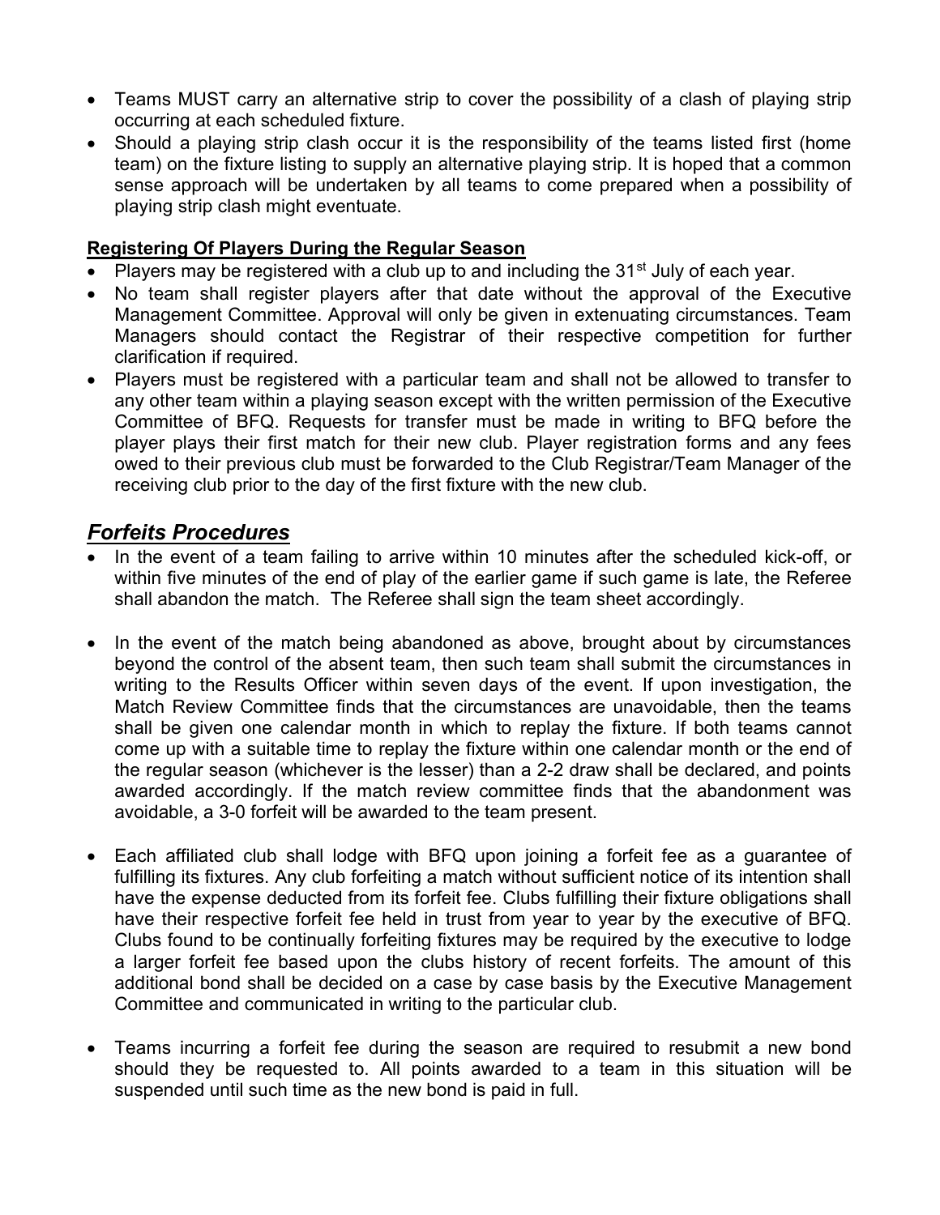- Teams MUST carry an alternative strip to cover the possibility of a clash of playing strip occurring at each scheduled fixture.
- Should a playing strip clash occur it is the responsibility of the teams listed first (home team) on the fixture listing to supply an alternative playing strip. It is hoped that a common sense approach will be undertaken by all teams to come prepared when a possibility of playing strip clash might eventuate.

**Registering Of Players During the Regular Season**

- Players may be registered with a club up to and including the 31st July of each year.
- No team shall register players after that date without the approval of the Executive Management Committee. Approval will only be given in extenuating circumstances. Team Managers should contact the Registrar of their respective competition for further clarification if required.
- Players must be registered with a particular team and shall not be allowed to transfer to any other team within a playing season except with the written permission of the Executive Committee of BFQ. Requests for transfer must be made in writing to BFQ before the player plays their first match for their new club. Player registration forms and any fees owed to their previous club must be forwarded to the Club Registrar/Team Manager of the receiving club prior to the day of the first fixture with the new club.

## *Forfeits Procedures*

- In the event of a team failing to arrive within 10 minutes after the scheduled kick-off, or within five minutes of the end of play of the earlier game if such game is late, the Referee shall abandon the match. The Referee shall sign the team sheet accordingly.

- In the event of the match being abandoned as above, brought about by circumstances beyond the control of the absent team, then such team shall submit the circumstances in writing to the Results Officer within seven days of the event. If upon investigation, the Match Review Committee finds that the circumstances are unavoidable, then the teams shall be given one calendar month in which to replay the fixture. If both teams cannot come up with a suitable time to replay the fixture within one calendar month or the end of the regular season (whichever is the lesser) than a 2-2 draw shall be declared, and points awarded accordingly. If the match review committee finds that the abandonment was avoidable, a 3-0 forfeit will be awarded to the team present.

- Each affiliated club shall lodge with BFQ upon joining a forfeit fee as a guarantee of fulfilling its fixtures. Any club forfeiting a match without sufficient notice of its intention shall have the expense deducted from its forfeit fee. Clubs fulfilling their fixture obligations shall have their respective forfeit fee held in trust from year to year by the executive of BFQ. Clubs found to be continually forfeiting fixtures may be required by the executive to lodge a larger forfeit fee based upon the clubs history of recent forfeits. The amount of this additional bond shall be decided on a case by case basis by the Executive Management Committee and communicated in writing to the particular club.

- Teams incurring a forfeit fee during the season are required to resubmit a new bond should they be requested to. All points awarded to a team in this situation will be suspended until such time as the new bond is paid in full.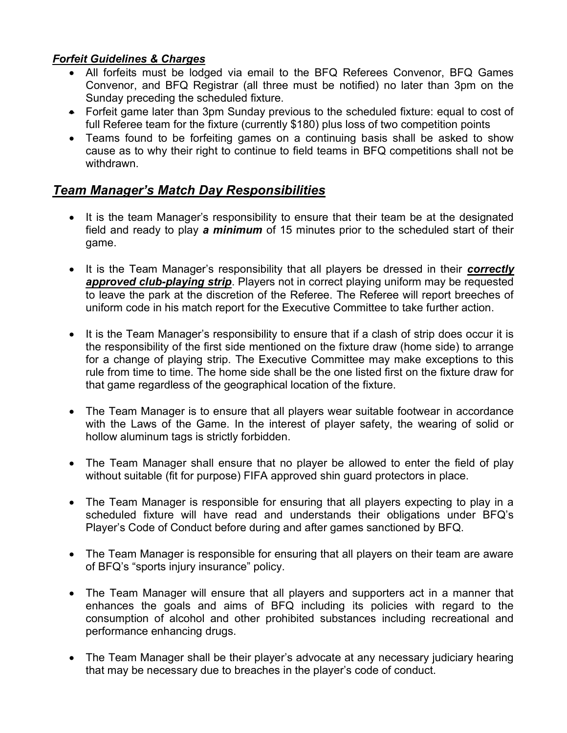***Forfeit Guidelines & Charges***

- All forfeits must be lodged via email to the BFQ Referees Convenor, BFQ Games Convenor, and BFQ Registrar (all three must be notified) no later than 3pm on the Sunday preceding the scheduled fixture.
- Forfeit game later than 3pm Sunday previous to the scheduled fixture: equal to cost of full Referee team for the fixture (currently $180) plus loss of two competition points
- Teams found to be forfeiting games on a continuing basis shall be asked to show cause as to why their right to continue to field teams in BFQ competitions shall not be withdrawn.

## ***Team Manager's Match Day Responsibilities***

- It is the team Manager's responsibility to ensure that their team be at the designated field and ready to play ***a minimum*** of 15 minutes prior to the scheduled start of their game.

- It is the Team Manager's responsibility that all players be dressed in their ***correctly approved club-playing strip***. Players not in correct playing uniform may be requested to leave the park at the discretion of the Referee. The Referee will report breeches of uniform code in his match report for the Executive Committee to take further action.

- It is the Team Manager's responsibility to ensure that if a clash of strip does occur it is the responsibility of the first side mentioned on the fixture draw (home side) to arrange for a change of playing strip. The Executive Committee may make exceptions to this rule from time to time. The home side shall be the one listed first on the fixture draw for that game regardless of the geographical location of the fixture.

- The Team Manager is to ensure that all players wear suitable footwear in accordance with the Laws of the Game. In the interest of player safety, the wearing of solid or hollow aluminum tags is strictly forbidden.

- The Team Manager shall ensure that no player be allowed to enter the field of play without suitable (fit for purpose) FIFA approved shin guard protectors in place.

- The Team Manager is responsible for ensuring that all players expecting to play in a scheduled fixture will have read and understands their obligations under BFQ's Player's Code of Conduct before during and after games sanctioned by BFQ.

- The Team Manager is responsible for ensuring that all players on their team are aware of BFQ's "sports injury insurance" policy.

- The Team Manager will ensure that all players and supporters act in a manner that enhances the goals and aims of BFQ including its policies with regard to the consumption of alcohol and other prohibited substances including recreational and performance enhancing drugs.

- The Team Manager shall be their player's advocate at any necessary judiciary hearing that may be necessary due to breaches in the player's code of conduct.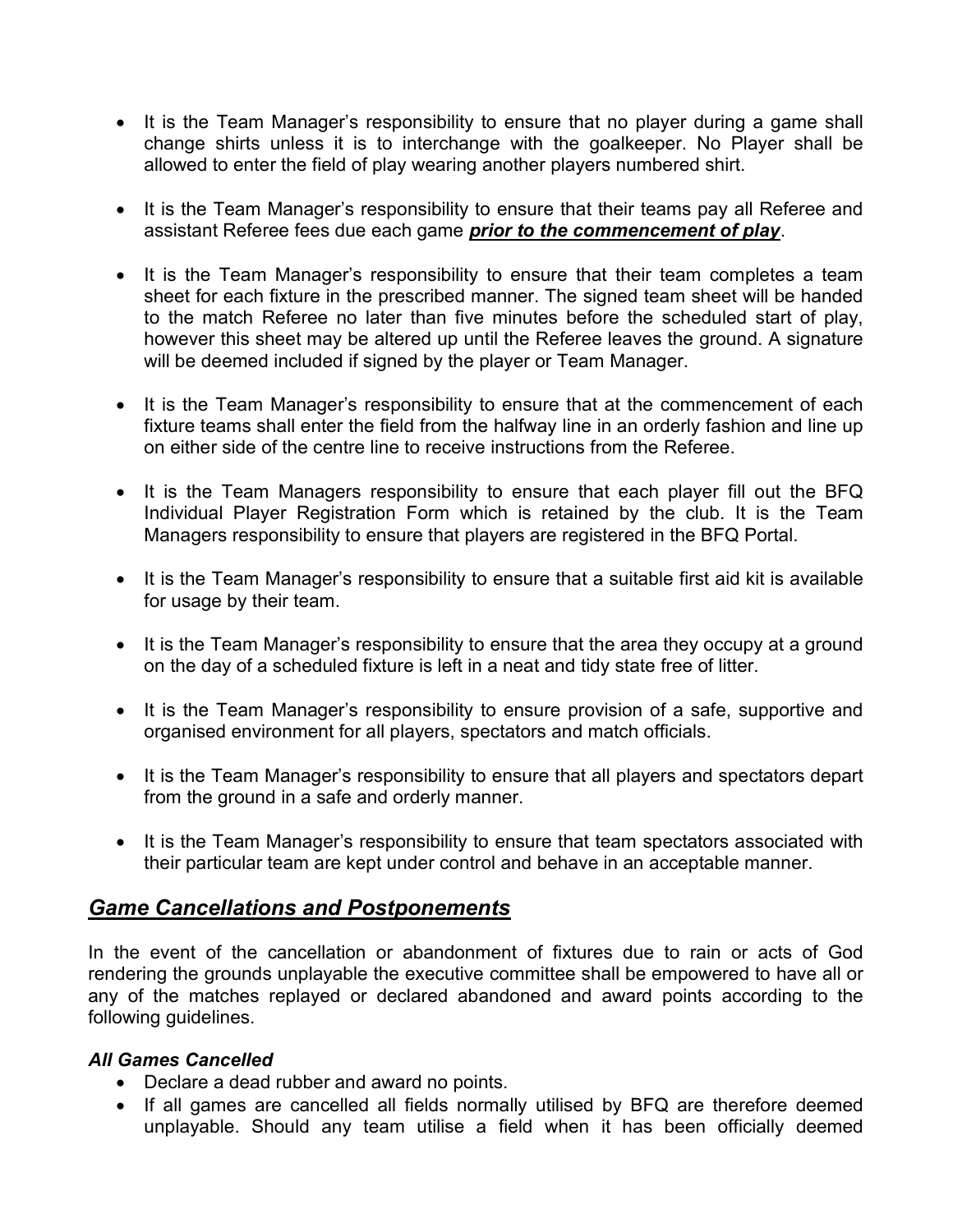- It is the Team Manager's responsibility to ensure that no player during a game shall change shirts unless it is to interchange with the goalkeeper. No Player shall be allowed to enter the field of play wearing another players numbered shirt.

- It is the Team Manager's responsibility to ensure that their teams pay all Referee and assistant Referee fees due each game ***prior to the commencement of play***.

- It is the Team Manager's responsibility to ensure that their team completes a team sheet for each fixture in the prescribed manner. The signed team sheet will be handed to the match Referee no later than five minutes before the scheduled start of play, however this sheet may be altered up until the Referee leaves the ground. A signature will be deemed included if signed by the player or Team Manager.

- It is the Team Manager's responsibility to ensure that at the commencement of each fixture teams shall enter the field from the halfway line in an orderly fashion and line up on either side of the centre line to receive instructions from the Referee.

- It is the Team Managers responsibility to ensure that each player fill out the BFQ Individual Player Registration Form which is retained by the club. It is the Team Managers responsibility to ensure that players are registered in the BFQ Portal.

- It is the Team Manager's responsibility to ensure that a suitable first aid kit is available for usage by their team.

- It is the Team Manager's responsibility to ensure that the area they occupy at a ground on the day of a scheduled fixture is left in a neat and tidy state free of litter.

- It is the Team Manager's responsibility to ensure provision of a safe, supportive and organised environment for all players, spectators and match officials.

- It is the Team Manager's responsibility to ensure that all players and spectators depart from the ground in a safe and orderly manner.

- It is the Team Manager's responsibility to ensure that team spectators associated with their particular team are kept under control and behave in an acceptable manner.

## *Game Cancellations and Postponements*

In the event of the cancellation or abandonment of fixtures due to rain or acts of God rendering the grounds unplayable the executive committee shall be empowered to have all or any of the matches replayed or declared abandoned and award points according to the following guidelines.

### *All Games Cancelled*

- Declare a dead rubber and award no points.
- If all games are cancelled all fields normally utilised by BFQ are therefore deemed unplayable. Should any team utilise a field when it has been officially deemed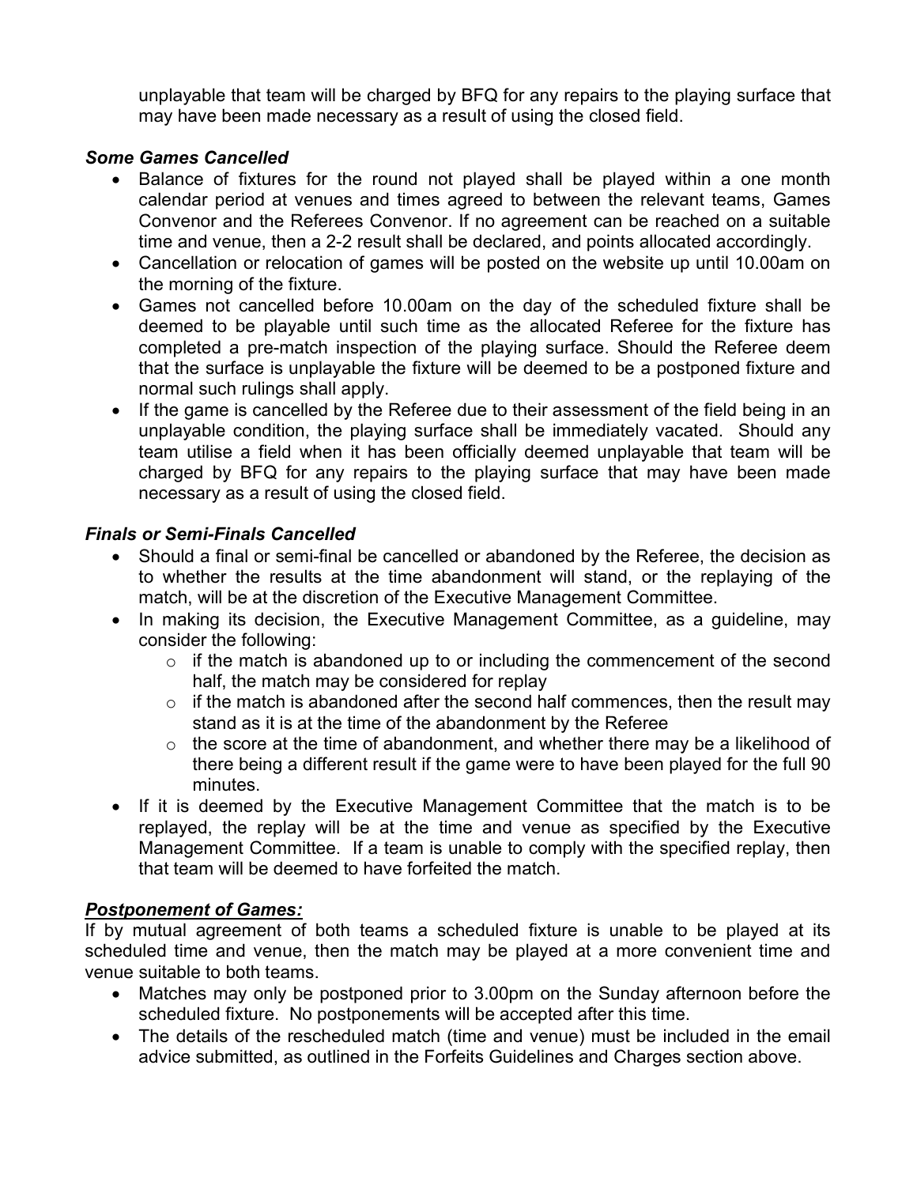unplayable that team will be charged by BFQ for any repairs to the playing surface that may have been made necessary as a result of using the closed field.

### *Some Games Cancelled*

- Balance of fixtures for the round not played shall be played within a one month calendar period at venues and times agreed to between the relevant teams, Games Convenor and the Referees Convenor. If no agreement can be reached on a suitable time and venue, then a 2-2 result shall be declared, and points allocated accordingly.
- Cancellation or relocation of games will be posted on the website up until 10.00am on the morning of the fixture.
- Games not cancelled before 10.00am on the day of the scheduled fixture shall be deemed to be playable until such time as the allocated Referee for the fixture has completed a pre-match inspection of the playing surface. Should the Referee deem that the surface is unplayable the fixture will be deemed to be a postponed fixture and normal such rulings shall apply.
- If the game is cancelled by the Referee due to their assessment of the field being in an unplayable condition, the playing surface shall be immediately vacated. Should any team utilise a field when it has been officially deemed unplayable that team will be charged by BFQ for any repairs to the playing surface that may have been made necessary as a result of using the closed field.

### *Finals or Semi-Finals Cancelled*

- Should a final or semi-final be cancelled or abandoned by the Referee, the decision as to whether the results at the time abandonment will stand, or the replaying of the match, will be at the discretion of the Executive Management Committee.
- In making its decision, the Executive Management Committee, as a guideline, may consider the following:
  - if the match is abandoned up to or including the commencement of the second half, the match may be considered for replay
  - if the match is abandoned after the second half commences, then the result may stand as it is at the time of the abandonment by the Referee
  - the score at the time of abandonment, and whether there may be a likelihood of there being a different result if the game were to have been played for the full 90 minutes.
- If it is deemed by the Executive Management Committee that the match is to be replayed, the replay will be at the time and venue as specified by the Executive Management Committee. If a team is unable to comply with the specified replay, then that team will be deemed to have forfeited the match.

### ***Postponement of Games:***

If by mutual agreement of both teams a scheduled fixture is unable to be played at its scheduled time and venue, then the match may be played at a more convenient time and venue suitable to both teams.

- Matches may only be postponed prior to 3.00pm on the Sunday afternoon before the scheduled fixture. No postponements will be accepted after this time.
- The details of the rescheduled match (time and venue) must be included in the email advice submitted, as outlined in the Forfeits Guidelines and Charges section above.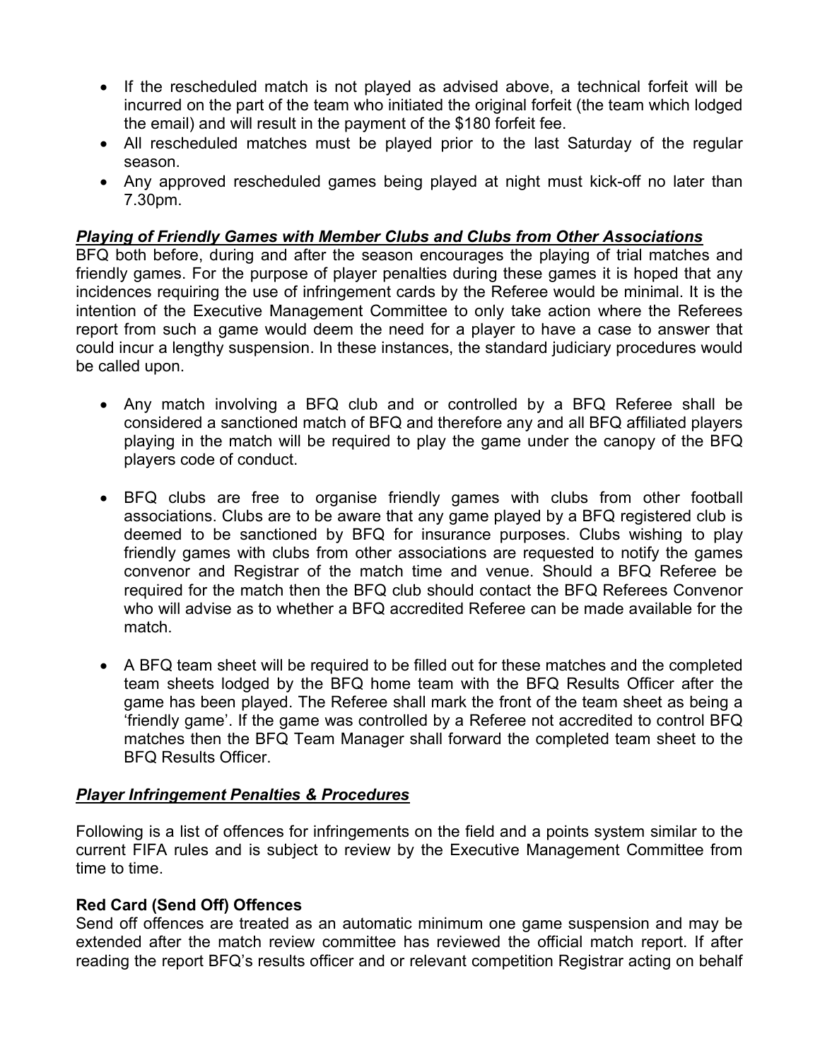- If the rescheduled match is not played as advised above, a technical forfeit will be incurred on the part of the team who initiated the original forfeit (the team which lodged the email) and will result in the payment of the $180 forfeit fee.
- All rescheduled matches must be played prior to the last Saturday of the regular season.
- Any approved rescheduled games being played at night must kick-off no later than 7.30pm.

***Playing of Friendly Games with Member Clubs and Clubs from Other Associations***

BFQ both before, during and after the season encourages the playing of trial matches and friendly games. For the purpose of player penalties during these games it is hoped that any incidences requiring the use of infringement cards by the Referee would be minimal. It is the intention of the Executive Management Committee to only take action where the Referees report from such a game would deem the need for a player to have a case to answer that could incur a lengthy suspension. In these instances, the standard judiciary procedures would be called upon.

- Any match involving a BFQ club and or controlled by a BFQ Referee shall be considered a sanctioned match of BFQ and therefore any and all BFQ affiliated players playing in the match will be required to play the game under the canopy of the BFQ players code of conduct.

- BFQ clubs are free to organise friendly games with clubs from other football associations. Clubs are to be aware that any game played by a BFQ registered club is deemed to be sanctioned by BFQ for insurance purposes. Clubs wishing to play friendly games with clubs from other associations are requested to notify the games convenor and Registrar of the match time and venue. Should a BFQ Referee be required for the match then the BFQ club should contact the BFQ Referees Convenor who will advise as to whether a BFQ accredited Referee can be made available for the match.

- A BFQ team sheet will be required to be filled out for these matches and the completed team sheets lodged by the BFQ home team with the BFQ Results Officer after the game has been played. The Referee shall mark the front of the team sheet as being a 'friendly game'. If the game was controlled by a Referee not accredited to control BFQ matches then the BFQ Team Manager shall forward the completed team sheet to the BFQ Results Officer.

***Player Infringement Penalties & Procedures***

Following is a list of offences for infringements on the field and a points system similar to the current FIFA rules and is subject to review by the Executive Management Committee from time to time.

**Red Card (Send Off) Offences**

Send off offences are treated as an automatic minimum one game suspension and may be extended after the match review committee has reviewed the official match report. If after reading the report BFQ's results officer and or relevant competition Registrar acting on behalf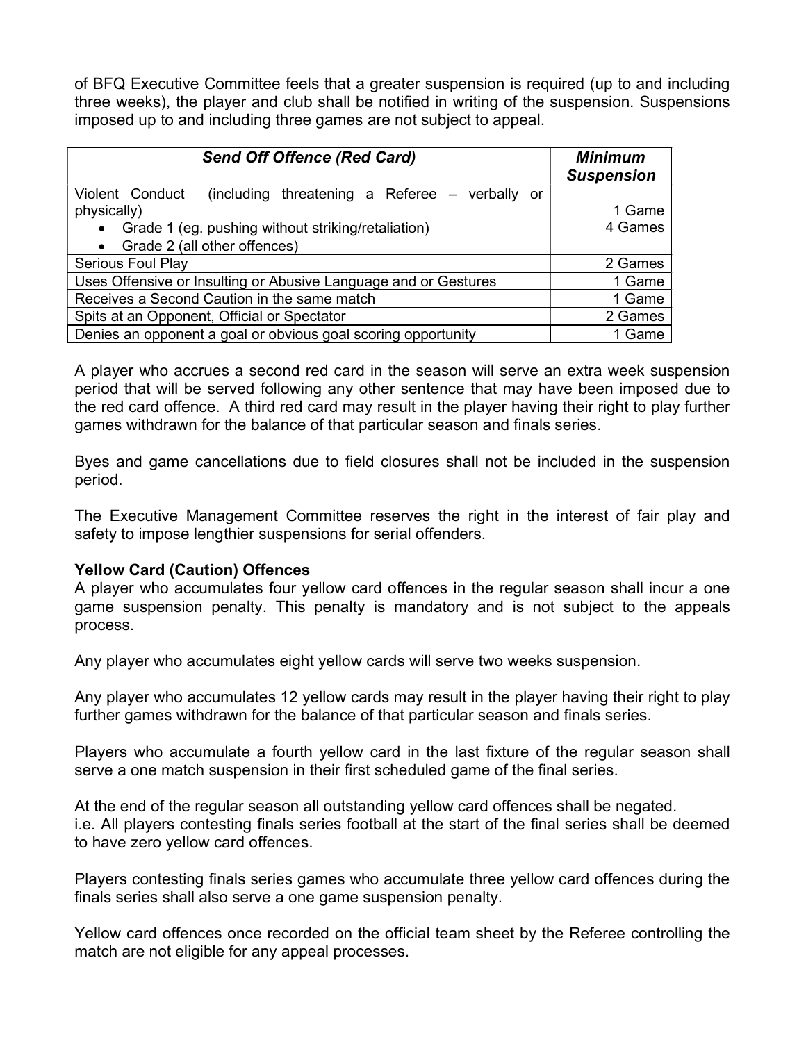of BFQ Executive Committee feels that a greater suspension is required (up to and including three weeks), the player and club shall be notified in writing of the suspension. Suspensions imposed up to and including three games are not subject to appeal.

| ***Send Off Offence (Red Card)*** | ***Minimum Suspension*** |
|---|---|
| Violent Conduct (including threatening a Referee – verbally or physically)<br>• Grade 1 (eg. pushing without striking/retaliation)<br>• Grade 2 (all other offences) | <br>1 Game<br>4 Games |
| Serious Foul Play | 2 Games |
| Uses Offensive or Insulting or Abusive Language and or Gestures | 1 Game |
| Receives a Second Caution in the same match | 1 Game |
| Spits at an Opponent, Official or Spectator | 2 Games |
| Denies an opponent a goal or obvious goal scoring opportunity | 1 Game |

A player who accrues a second red card in the season will serve an extra week suspension period that will be served following any other sentence that may have been imposed due to the red card offence. A third red card may result in the player having their right to play further games withdrawn for the balance of that particular season and finals series.

Byes and game cancellations due to field closures shall not be included in the suspension period.

The Executive Management Committee reserves the right in the interest of fair play and safety to impose lengthier suspensions for serial offenders.

**Yellow Card (Caution) Offences**

A player who accumulates four yellow card offences in the regular season shall incur a one game suspension penalty. This penalty is mandatory and is not subject to the appeals process.

Any player who accumulates eight yellow cards will serve two weeks suspension.

Any player who accumulates 12 yellow cards may result in the player having their right to play further games withdrawn for the balance of that particular season and finals series.

Players who accumulate a fourth yellow card in the last fixture of the regular season shall serve a one match suspension in their first scheduled game of the final series.

At the end of the regular season all outstanding yellow card offences shall be negated.
i.e. All players contesting finals series football at the start of the final series shall be deemed to have zero yellow card offences.

Players contesting finals series games who accumulate three yellow card offences during the finals series shall also serve a one game suspension penalty.

Yellow card offences once recorded on the official team sheet by the Referee controlling the match are not eligible for any appeal processes.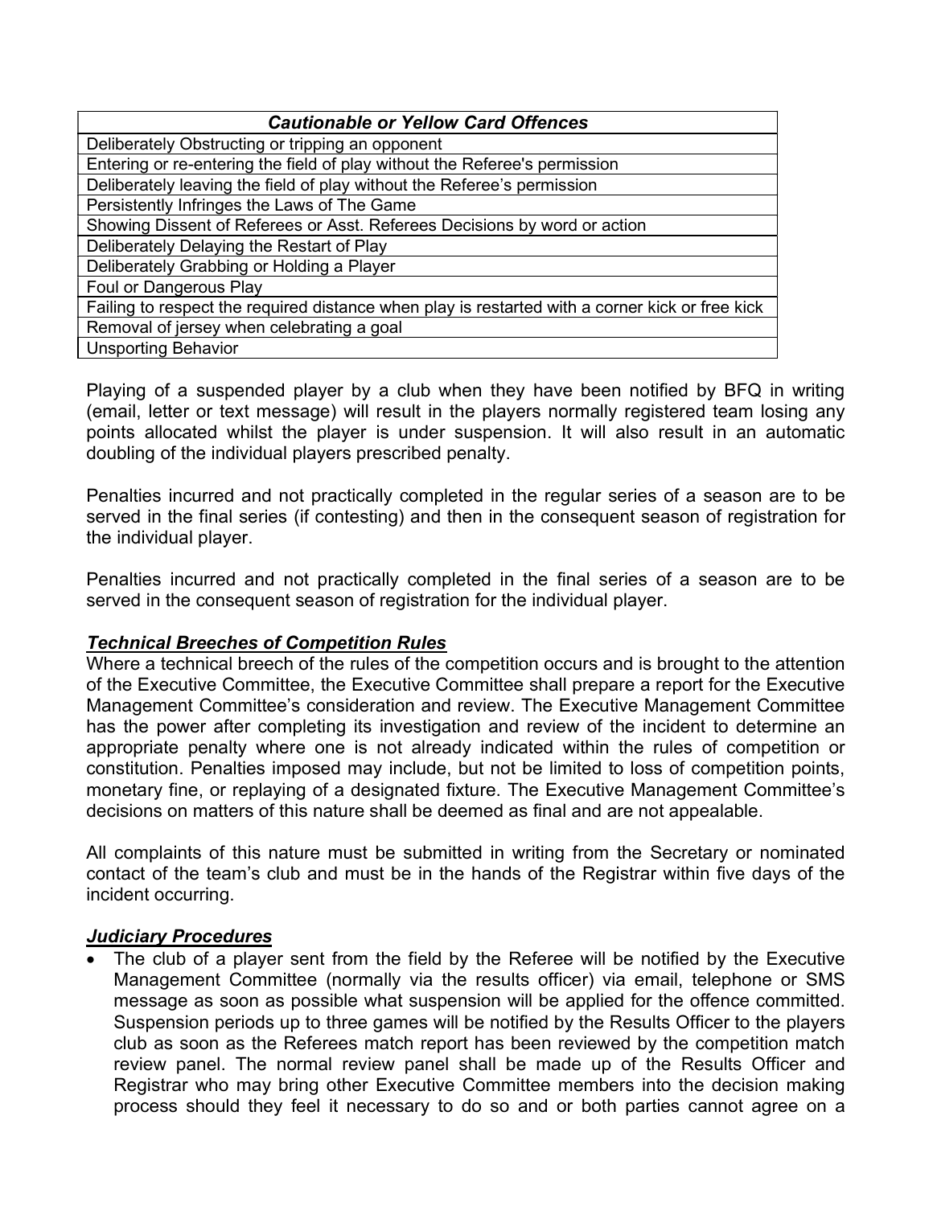| *Cautionable or Yellow Card Offences* |
| --- |
| Deliberately Obstructing or tripping an opponent |
| Entering or re-entering the field of play without the Referee's permission |
| Deliberately leaving the field of play without the Referee's permission |
| Persistently Infringes the Laws of The Game |
| Showing Dissent of Referees or Asst. Referees Decisions by word or action |
| Deliberately Delaying the Restart of Play |
| Deliberately Grabbing or Holding a Player |
| Foul or Dangerous Play |
| Failing to respect the required distance when play is restarted with a corner kick or free kick |
| Removal of jersey when celebrating a goal |
| Unsporting Behavior |

Playing of a suspended player by a club when they have been notified by BFQ in writing (email, letter or text message) will result in the players normally registered team losing any points allocated whilst the player is under suspension. It will also result in an automatic doubling of the individual players prescribed penalty.

Penalties incurred and not practically completed in the regular series of a season are to be served in the final series (if contesting) and then in the consequent season of registration for the individual player.

Penalties incurred and not practically completed in the final series of a season are to be served in the consequent season of registration for the individual player.

***Technical Breeches of Competition Rules***

Where a technical breech of the rules of the competition occurs and is brought to the attention of the Executive Committee, the Executive Committee shall prepare a report for the Executive Management Committee's consideration and review. The Executive Management Committee has the power after completing its investigation and review of the incident to determine an appropriate penalty where one is not already indicated within the rules of competition or constitution. Penalties imposed may include, but not be limited to loss of competition points, monetary fine, or replaying of a designated fixture. The Executive Management Committee's decisions on matters of this nature shall be deemed as final and are not appealable.

All complaints of this nature must be submitted in writing from the Secretary or nominated contact of the team's club and must be in the hands of the Registrar within five days of the incident occurring.

***Judiciary Procedures***

- The club of a player sent from the field by the Referee will be notified by the Executive Management Committee (normally via the results officer) via email, telephone or SMS message as soon as possible what suspension will be applied for the offence committed. Suspension periods up to three games will be notified by the Results Officer to the players club as soon as the Referees match report has been reviewed by the competition match review panel. The normal review panel shall be made up of the Results Officer and Registrar who may bring other Executive Committee members into the decision making process should they feel it necessary to do so and or both parties cannot agree on a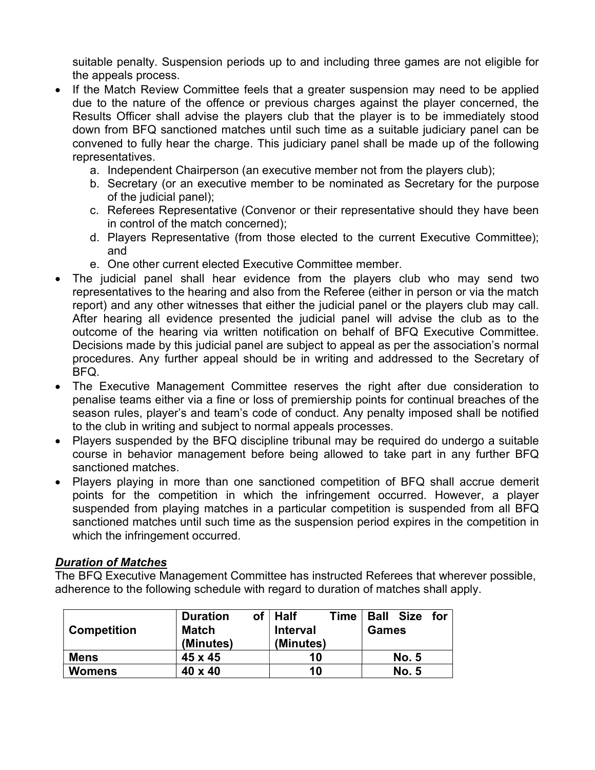suitable penalty. Suspension periods up to and including three games are not eligible for the appeals process.

- If the Match Review Committee feels that a greater suspension may need to be applied due to the nature of the offence or previous charges against the player concerned, the Results Officer shall advise the players club that the player is to be immediately stood down from BFQ sanctioned matches until such time as a suitable judiciary panel can be convened to fully hear the charge. This judiciary panel shall be made up of the following representatives.
  a. Independent Chairperson (an executive member not from the players club);
  b. Secretary (or an executive member to be nominated as Secretary for the purpose of the judicial panel);
  c. Referees Representative (Convenor or their representative should they have been in control of the match concerned);
  d. Players Representative (from those elected to the current Executive Committee); and
  e. One other current elected Executive Committee member.
- The judicial panel shall hear evidence from the players club who may send two representatives to the hearing and also from the Referee (either in person or via the match report) and any other witnesses that either the judicial panel or the players club may call. After hearing all evidence presented the judicial panel will advise the club as to the outcome of the hearing via written notification on behalf of BFQ Executive Committee. Decisions made by this judicial panel are subject to appeal as per the association's normal procedures. Any further appeal should be in writing and addressed to the Secretary of BFQ.
- The Executive Management Committee reserves the right after due consideration to penalise teams either via a fine or loss of premiership points for continual breaches of the season rules, player's and team's code of conduct. Any penalty imposed shall be notified to the club in writing and subject to normal appeals processes.
- Players suspended by the BFQ discipline tribunal may be required do undergo a suitable course in behavior management before being allowed to take part in any further BFQ sanctioned matches.
- Players playing in more than one sanctioned competition of BFQ shall accrue demerit points for the competition in which the infringement occurred. However, a player suspended from playing matches in a particular competition is suspended from all BFQ sanctioned matches until such time as the suspension period expires in the competition in which the infringement occurred.

***Duration of Matches***

The BFQ Executive Management Committee has instructed Referees that wherever possible, adherence to the following schedule with regard to duration of matches shall apply.

| **Competition** | **Duration of Match (Minutes)** | **Half Time Interval (Minutes)** | **Ball Size for Games** |
|---|---|---|---|
| **Mens** | **45 x 45** | **10** | **No. 5** |
| **Womens** | **40 x 40** | **10** | **No. 5** |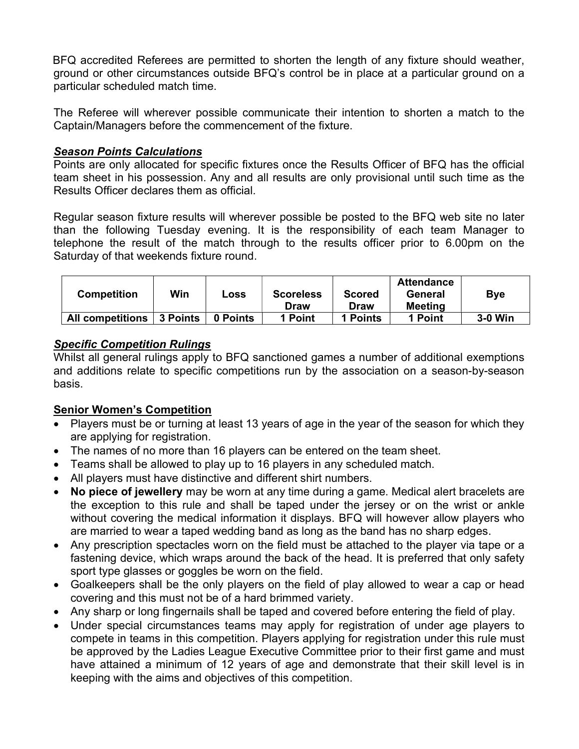BFQ accredited Referees are permitted to shorten the length of any fixture should weather, ground or other circumstances outside BFQ's control be in place at a particular ground on a particular scheduled match time.

The Referee will wherever possible communicate their intention to shorten a match to the Captain/Managers before the commencement of the fixture.

### ***Season Points Calculations***

Points are only allocated for specific fixtures once the Results Officer of BFQ has the official team sheet in his possession. Any and all results are only provisional until such time as the Results Officer declares them as official.

Regular season fixture results will wherever possible be posted to the BFQ web site no later than the following Tuesday evening. It is the responsibility of each team Manager to telephone the result of the match through to the results officer prior to 6.00pm on the Saturday of that weekends fixture round.

| Competition | Win | Loss | Scoreless Draw | Scored Draw | Attendance General Meeting | Bye |
|---|---|---|---|---|---|---|
| **All competitions** | **3 Points** | **0 Points** | **1 Point** | **1 Points** | **1 Point** | **3-0 Win** |

### ***Specific Competition Rulings***

Whilst all general rulings apply to BFQ sanctioned games a number of additional exemptions and additions relate to specific competitions run by the association on a season-by-season basis.

#### **Senior Women's Competition**

- Players must be or turning at least 13 years of age in the year of the season for which they are applying for registration.
- The names of no more than 16 players can be entered on the team sheet.
- Teams shall be allowed to play up to 16 players in any scheduled match.
- All players must have distinctive and different shirt numbers.
- **No piece of jewellery** may be worn at any time during a game. Medical alert bracelets are the exception to this rule and shall be taped under the jersey or on the wrist or ankle without covering the medical information it displays. BFQ will however allow players who are married to wear a taped wedding band as long as the band has no sharp edges.
- Any prescription spectacles worn on the field must be attached to the player via tape or a fastening device, which wraps around the back of the head. It is preferred that only safety sport type glasses or goggles be worn on the field.
- Goalkeepers shall be the only players on the field of play allowed to wear a cap or head covering and this must not be of a hard brimmed variety.
- Any sharp or long fingernails shall be taped and covered before entering the field of play.
- Under special circumstances teams may apply for registration of under age players to compete in teams in this competition. Players applying for registration under this rule must be approved by the Ladies League Executive Committee prior to their first game and must have attained a minimum of 12 years of age and demonstrate that their skill level is in keeping with the aims and objectives of this competition.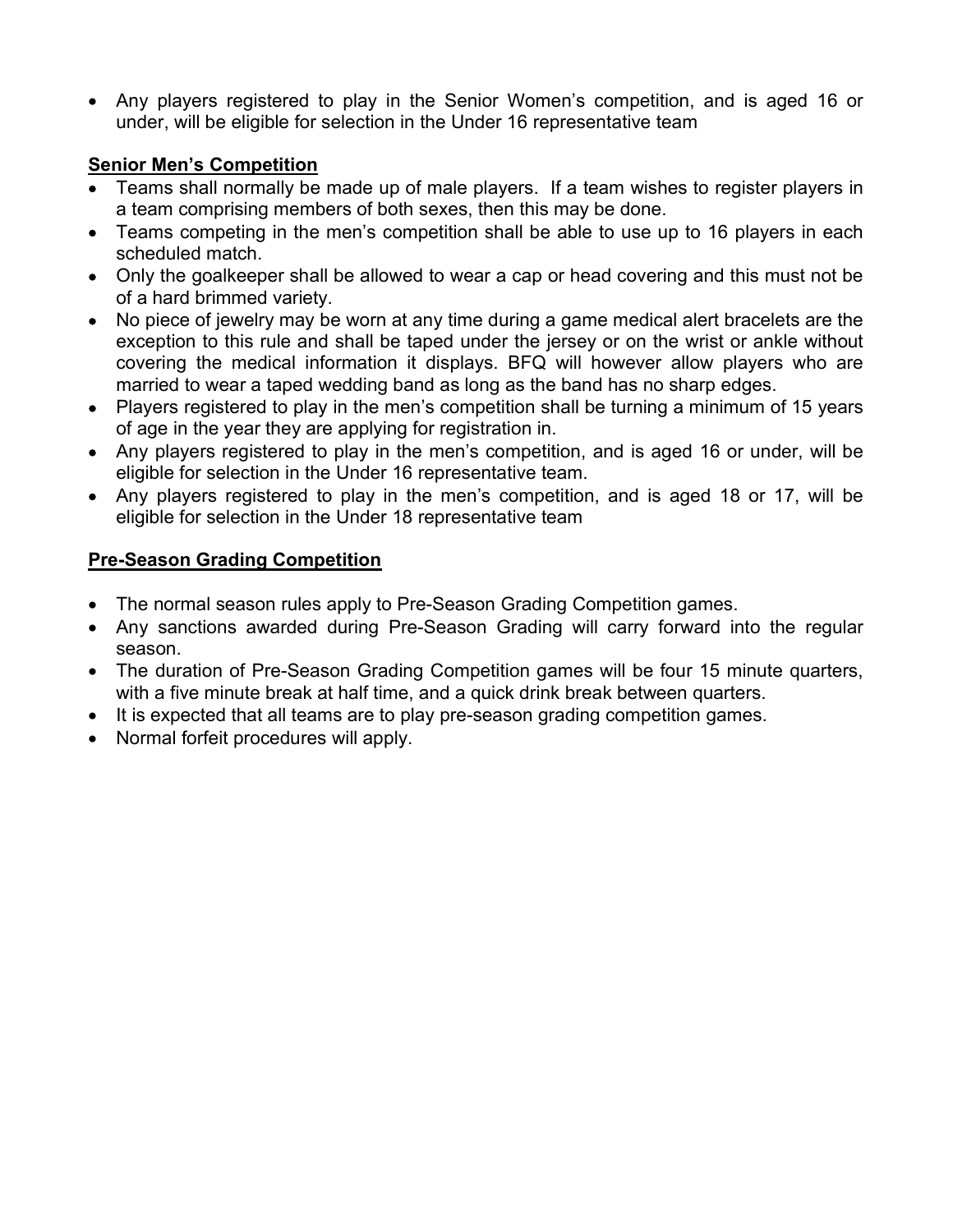- Any players registered to play in the Senior Women's competition, and is aged 16 or under, will be eligible for selection in the Under 16 representative team

**Senior Men's Competition**

- Teams shall normally be made up of male players. If a team wishes to register players in a team comprising members of both sexes, then this may be done.
- Teams competing in the men's competition shall be able to use up to 16 players in each scheduled match.
- Only the goalkeeper shall be allowed to wear a cap or head covering and this must not be of a hard brimmed variety.
- No piece of jewelry may be worn at any time during a game medical alert bracelets are the exception to this rule and shall be taped under the jersey or on the wrist or ankle without covering the medical information it displays. BFQ will however allow players who are married to wear a taped wedding band as long as the band has no sharp edges.
- Players registered to play in the men's competition shall be turning a minimum of 15 years of age in the year they are applying for registration in.
- Any players registered to play in the men's competition, and is aged 16 or under, will be eligible for selection in the Under 16 representative team.
- Any players registered to play in the men's competition, and is aged 18 or 17, will be eligible for selection in the Under 18 representative team

**Pre-Season Grading Competition**

- The normal season rules apply to Pre-Season Grading Competition games.
- Any sanctions awarded during Pre-Season Grading will carry forward into the regular season.
- The duration of Pre-Season Grading Competition games will be four 15 minute quarters, with a five minute break at half time, and a quick drink break between quarters.
- It is expected that all teams are to play pre-season grading competition games.
- Normal forfeit procedures will apply.